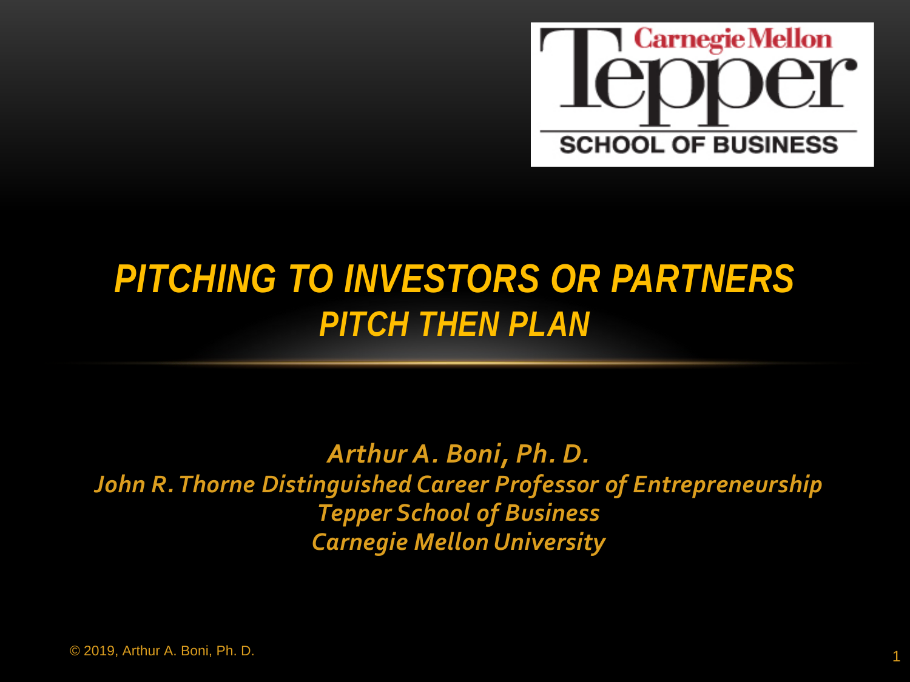Carnegie Mellon Tepper School of Business

# PITCHING TO INVESTORS OR PARTNERS
## PITCH THEN PLAN

*Arthur A. Boni, Ph. D.*
*John R. Thorne Distinguished Career Professor of Entrepreneurship*
*Tepper School of Business*
*Carnegie Mellon University*

© 2019, Arthur A. Boni, Ph. D.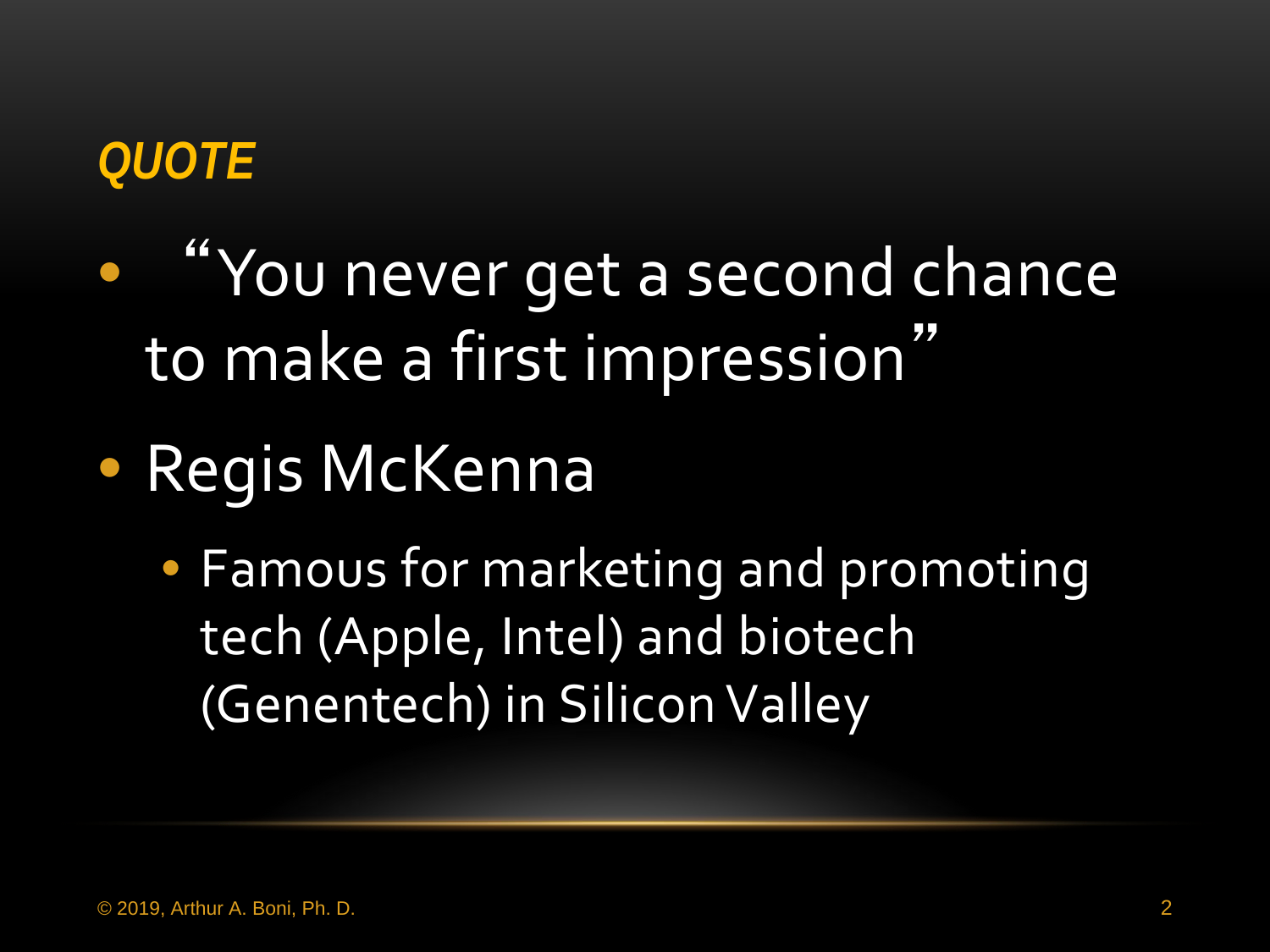## *QUOTE*

- "You never get a second chance to make a first impression"
- Regis McKenna
  - Famous for marketing and promoting tech (Apple, Intel) and biotech (Genentech) in Silicon Valley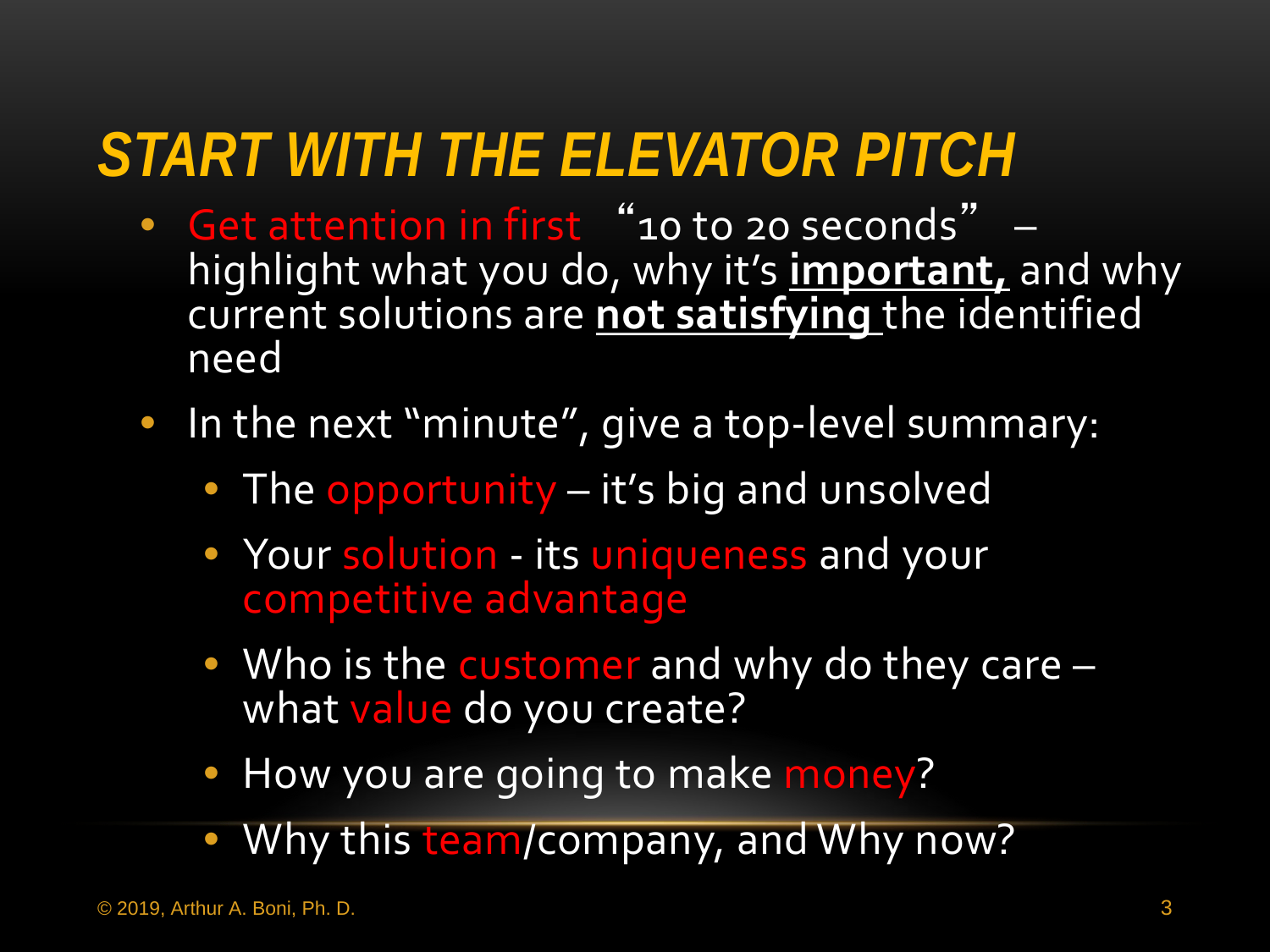# START WITH THE ELEVATOR PITCH

- Get attention in first "10 to 20 seconds" – highlight what you do, why it's **important,** and why current solutions are **not satisfying** the identified need
- In the next "minute", give a top-level summary:
  - The opportunity – it's big and unsolved
  - Your solution - its uniqueness and your competitive advantage
  - Who is the customer and why do they care – what value do you create?
  - How you are going to make money?
  - Why this team/company, and Why now?

© 2019, Arthur A. Boni, Ph. D.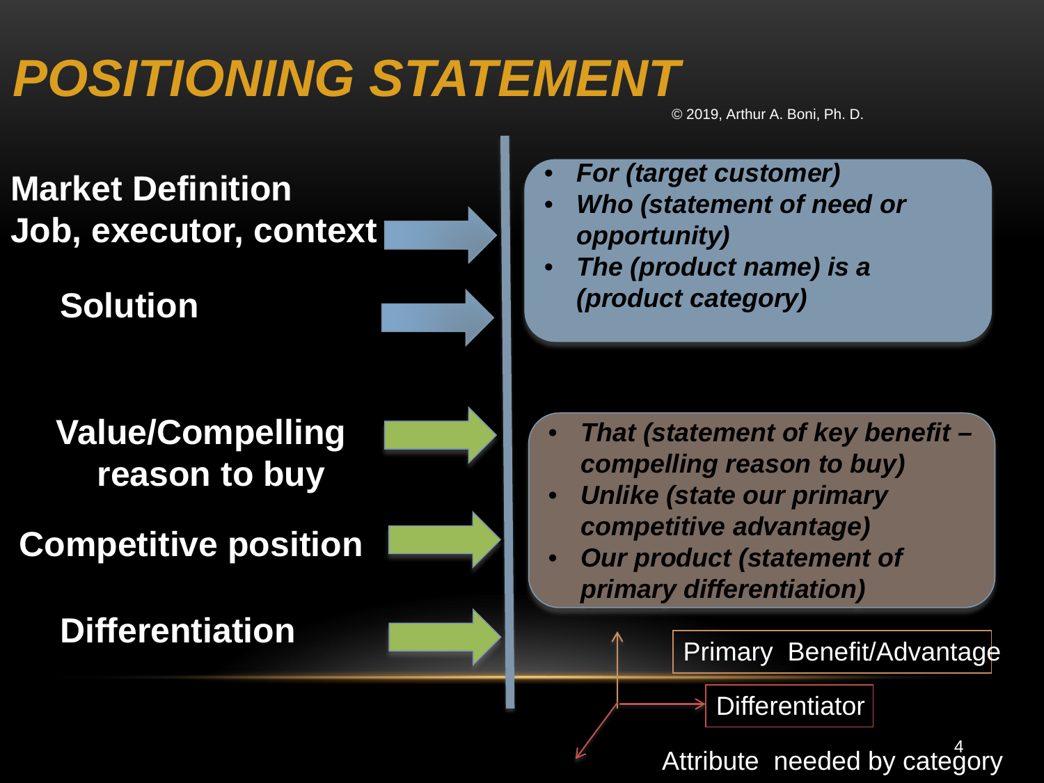# POSITIONING STATEMENT

© 2019, Arthur A. Boni, Ph. D.

**Market Definition**
**Job, executor, context**

**Solution**

- *For (target customer)*
- *Who (statement of need or opportunity)*
- *The (product name) is a (product category)*

**Value/Compelling reason to buy**

**Competitive position**

**Differentiation**

- *That (statement of key benefit – compelling reason to buy)*
- *Unlike (state our primary competitive advantage)*
- *Our product (statement of primary differentiation)*

Primary Benefit/Advantage

Differentiator

Attribute needed by category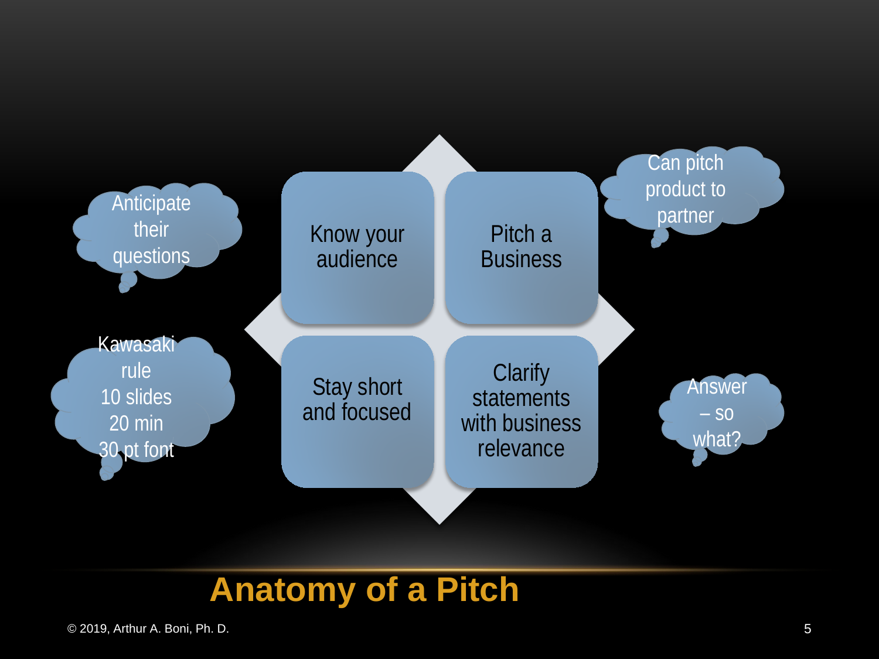# Anatomy of a Pitch

- Know your audience
- Pitch a Business
- Stay short and focused
- Clarify statements with business relevance

Anticipate their questions

Kawasaki rule
10 slides
20 min
30 pt font

Can pitch product to partner

Answer – so what?

© 2019, Arthur A. Boni, Ph. D.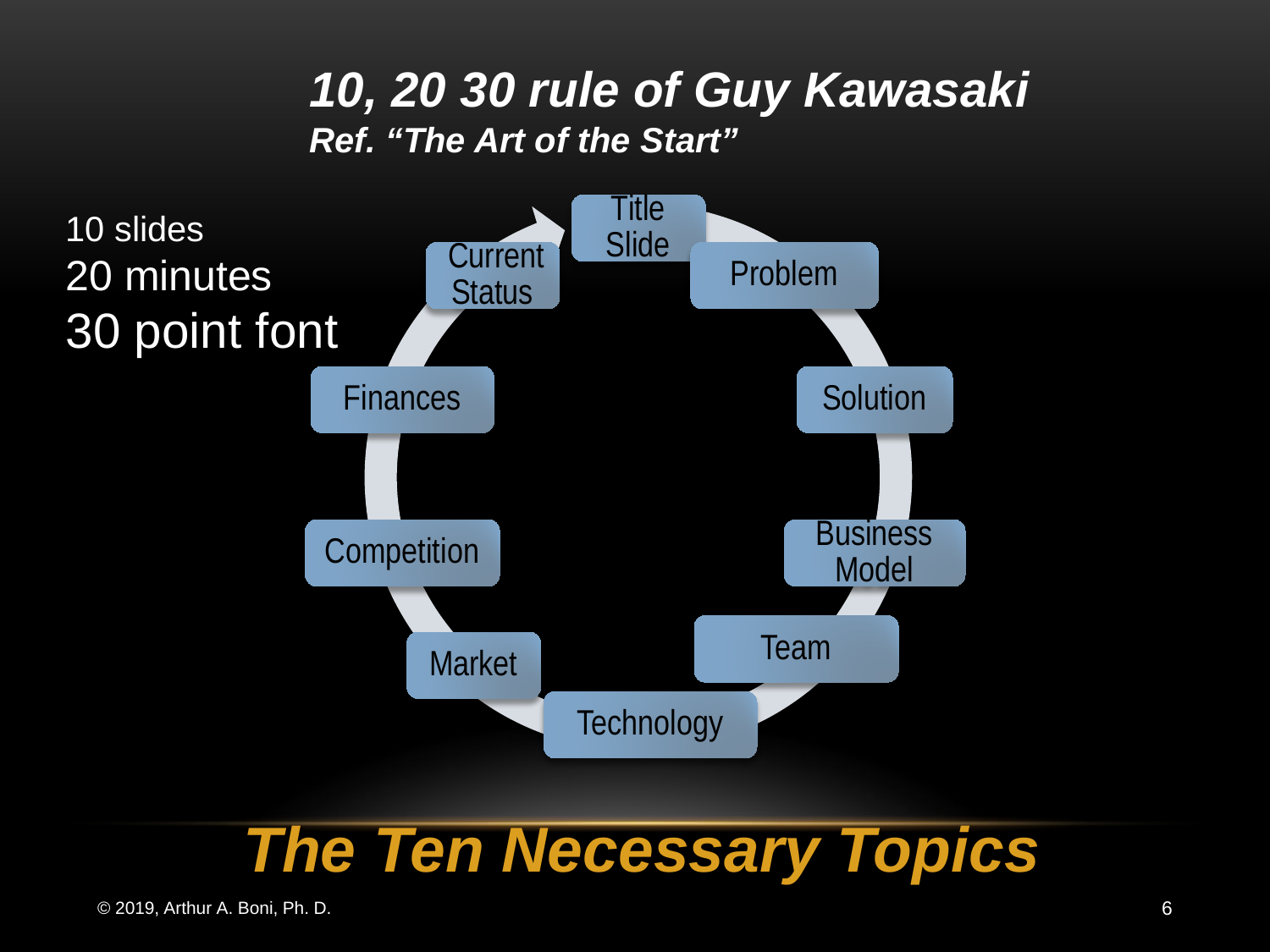# *10, 20 30 rule of Guy Kawasaki*

***Ref. "The Art of the Start"***

10 slides
20 minutes
30 point font

- Title Slide
- Problem
- Solution
- Business Model
- Team
- Technology
- Market
- Competition
- Finances
- Current Status

## *The Ten Necessary Topics*

© 2019, Arthur A. Boni, Ph. D.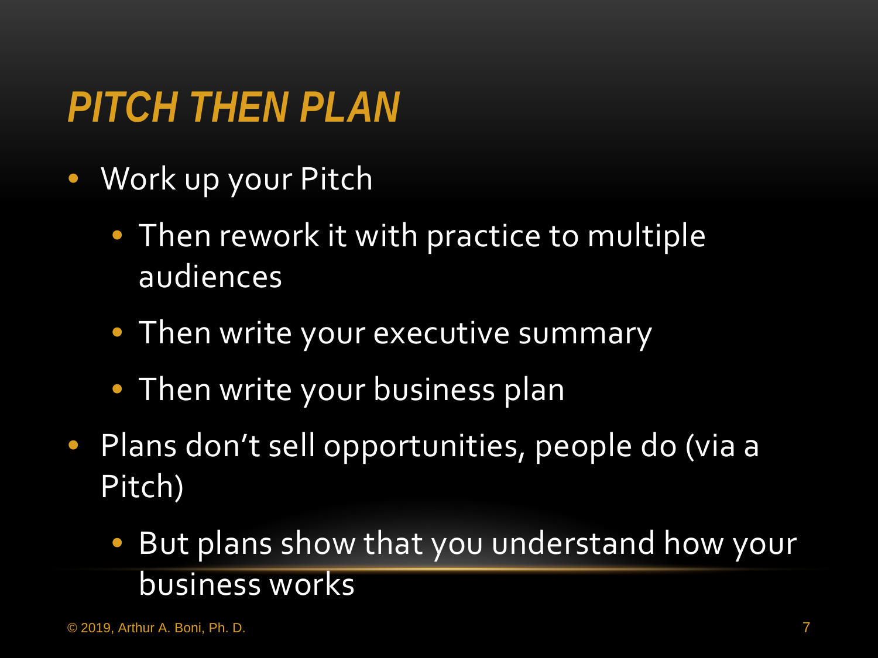# PITCH THEN PLAN

- Work up your Pitch
  - Then rework it with practice to multiple audiences
  - Then write your executive summary
  - Then write your business plan
- Plans don't sell opportunities, people do (via a Pitch)
  - But plans show that you understand how your business works

© 2019, Arthur A. Boni, Ph. D.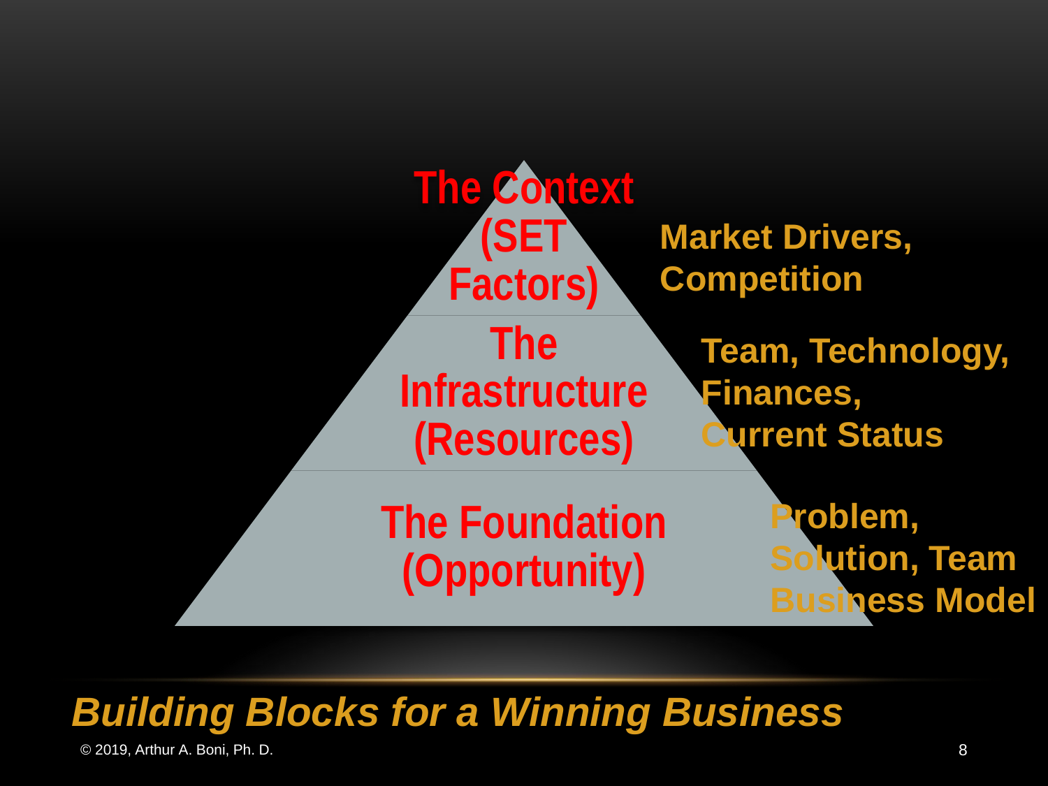# Building Blocks for a Winning Business

**The Context (SET Factors)** — Market Drivers, Competition

**The Infrastructure (Resources)** — Team, Technology, Finances, Current Status

**The Foundation (Opportunity)** — Problem, Solution, Team Business Model

© 2019, Arthur A. Boni, Ph. D.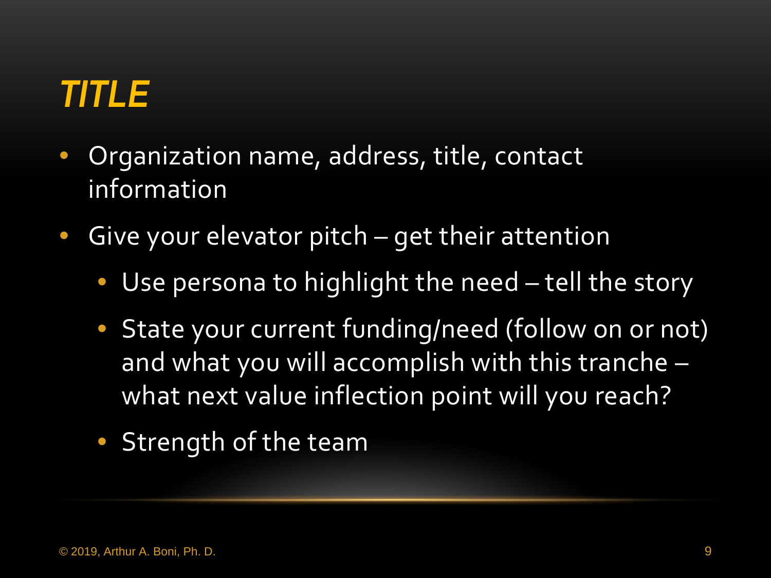# *TITLE*

- Organization name, address, title, contact information
- Give your elevator pitch – get their attention
  - Use persona to highlight the need – tell the story
  - State your current funding/need (follow on or not) and what you will accomplish with this tranche – what next value inflection point will you reach?
  - Strength of the team

© 2019, Arthur A. Boni, Ph. D.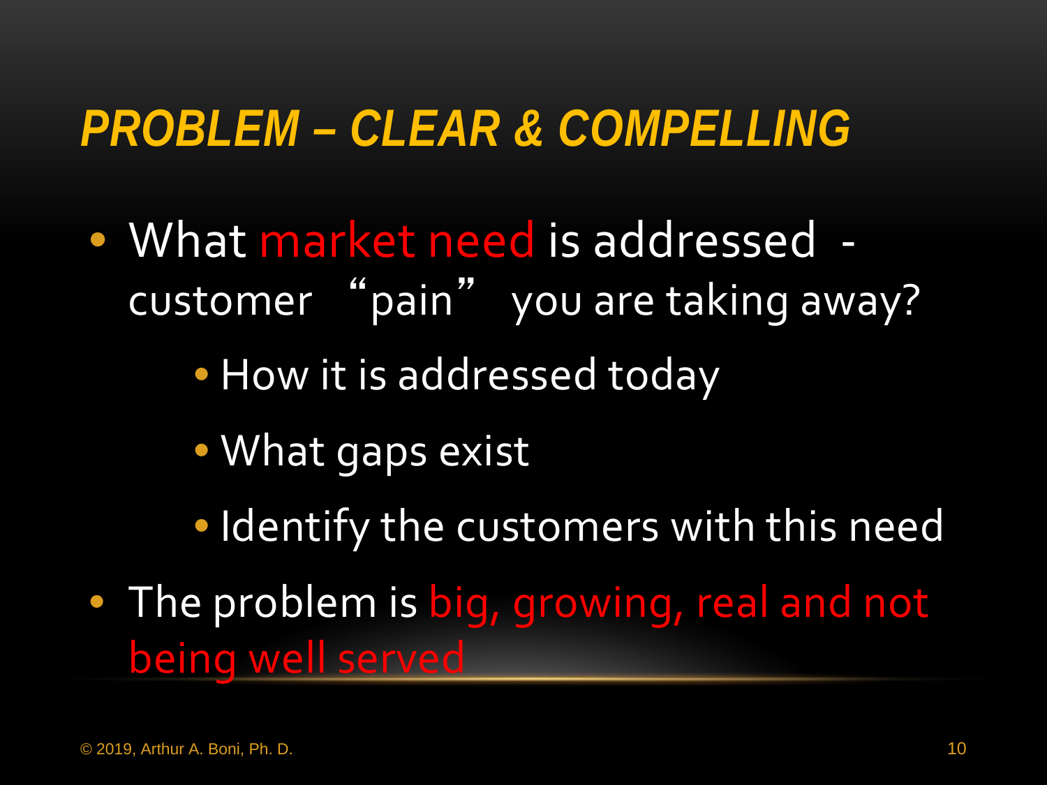## *PROBLEM – CLEAR & COMPELLING*

- What market need is addressed - customer "pain" you are taking away?
  - How it is addressed today
  - What gaps exist
  - Identify the customers with this need
- The problem is big, growing, real and not being well served

© 2019, Arthur A. Boni, Ph. D.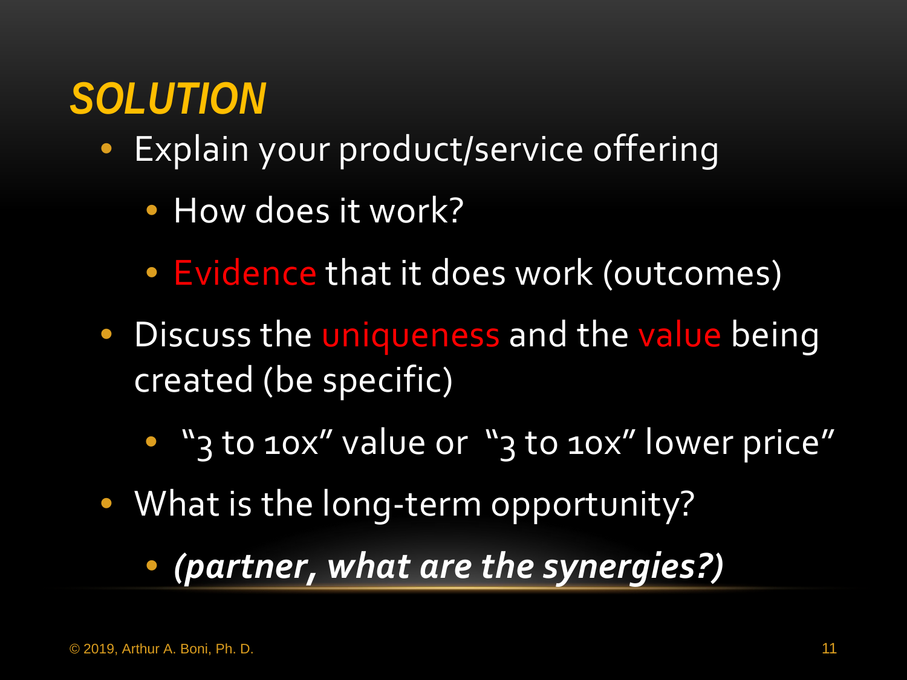## *SOLUTION*

- Explain your product/service offering
  - How does it work?
  - Evidence that it does work (outcomes)
- Discuss the uniqueness and the value being created (be specific)
  - "3 to 10x" value or "3 to 10x" lower price"
- What is the long-term opportunity?
  - ***(partner, what are the synergies?)***

© 2019, Arthur A. Boni, Ph. D.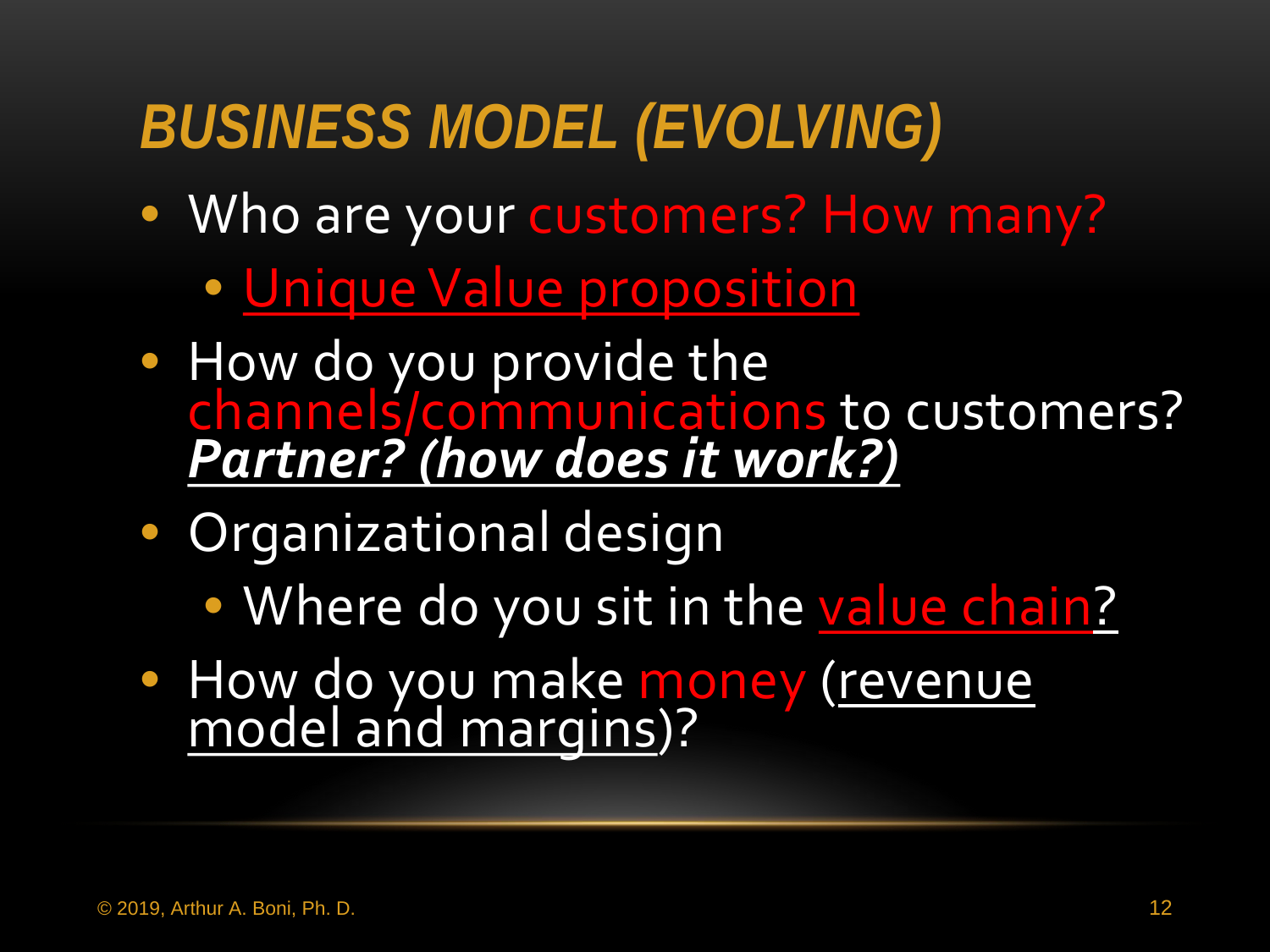# BUSINESS MODEL (EVOLVING)

- Who are your customers? How many?
  - Unique Value proposition
- How do you provide the channels/communications to customers? ***Partner? (how does it work?)***
- Organizational design
  - Where do you sit in the value chain?
- How do you make money (revenue model and margins)?

© 2019, Arthur A. Boni, Ph. D.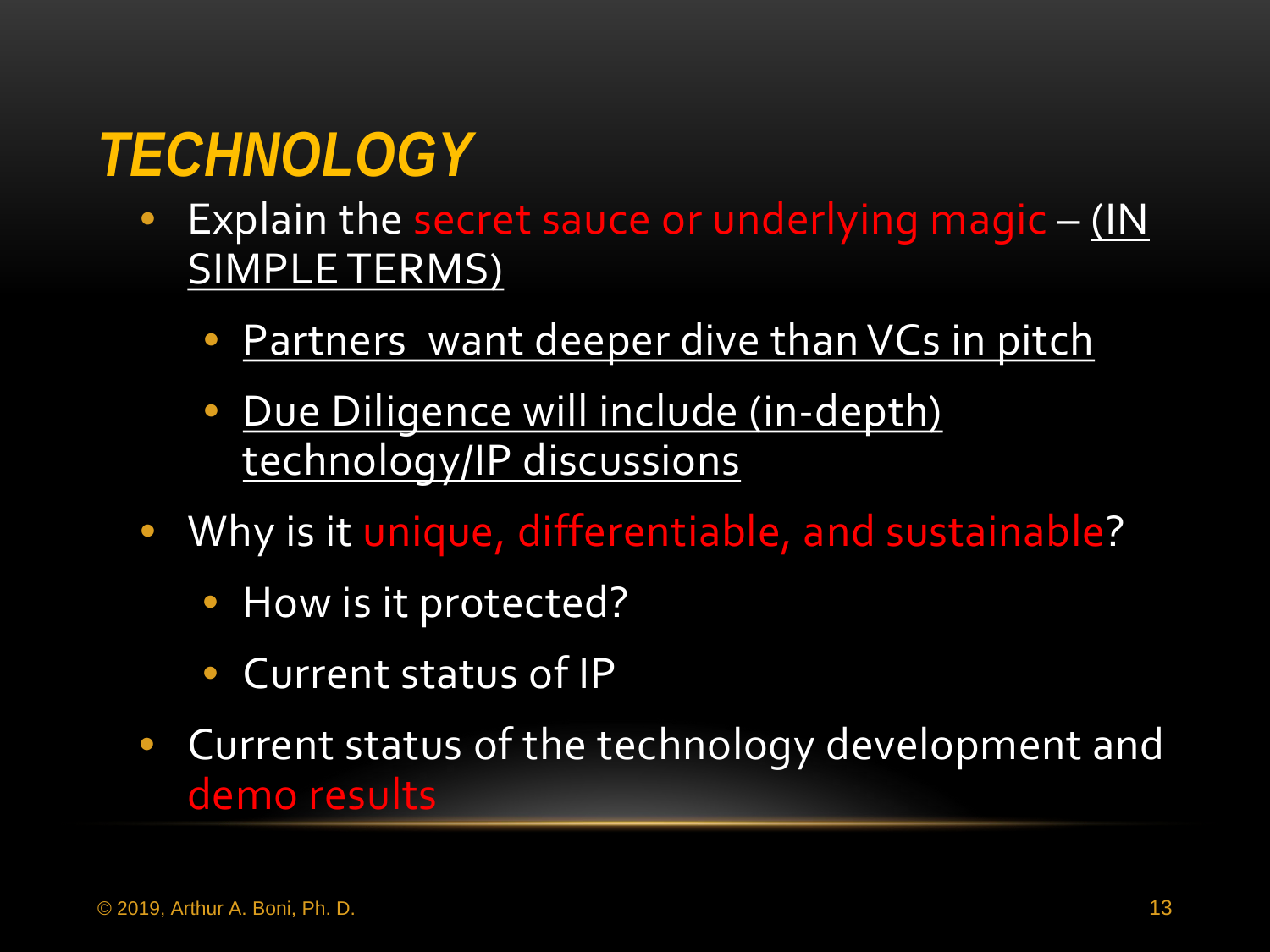# TECHNOLOGY

- Explain the secret sauce or underlying magic – (IN SIMPLE TERMS)
  - Partners  want deeper dive than VCs in pitch
  - Due Diligence will include (in-depth) technology/IP discussions
- Why is it unique, differentiable, and sustainable?
  - How is it protected?
  - Current status of IP
- Current status of the technology development and demo results

© 2019, Arthur A. Boni, Ph. D.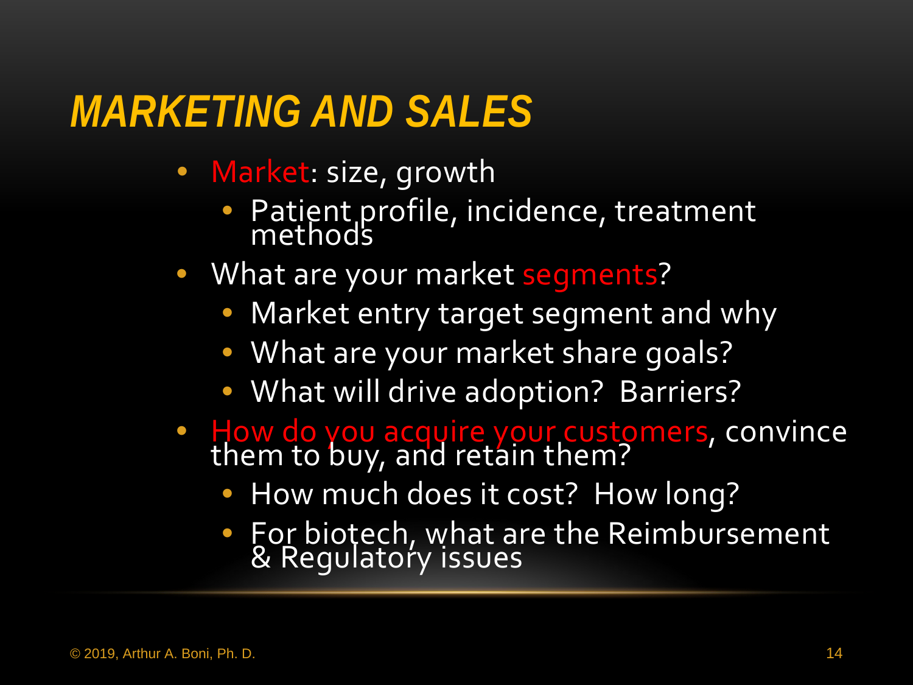# MARKETING AND SALES

- Market: size, growth
  - Patient profile, incidence, treatment methods
- What are your market segments?
  - Market entry target segment and why
  - What are your market share goals?
  - What will drive adoption? Barriers?
- How do you acquire your customers, convince them to buy, and retain them?
  - How much does it cost? How long?
  - For biotech, what are the Reimbursement & Regulatory issues

© 2019, Arthur A. Boni, Ph. D.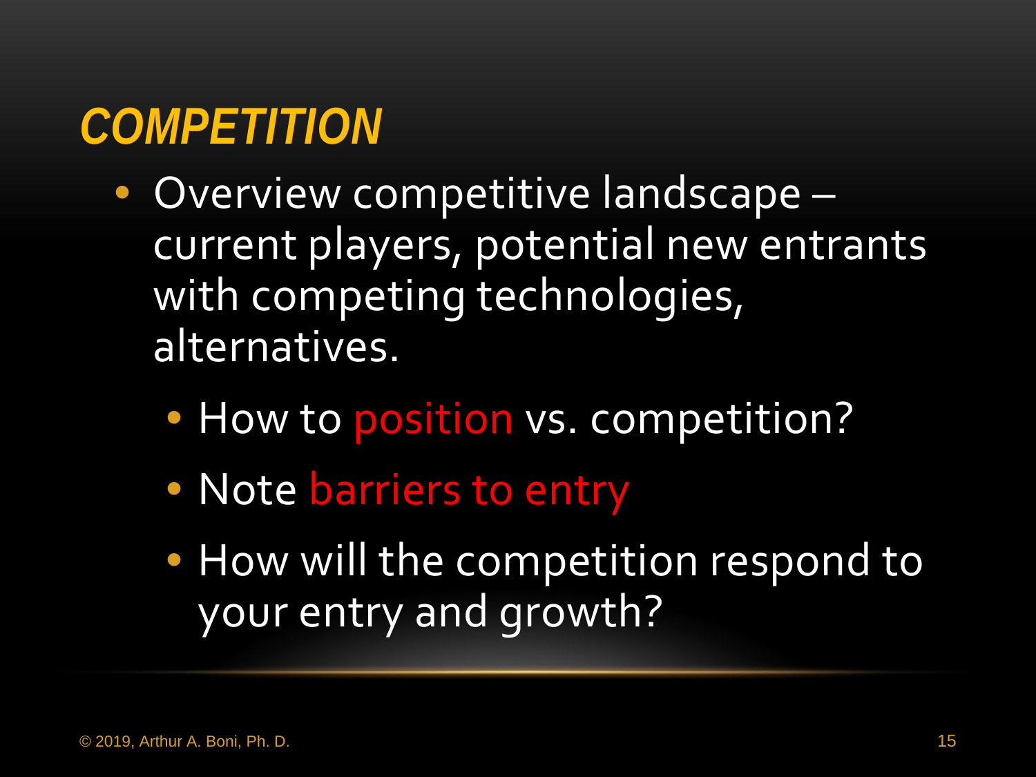# *COMPETITION*

- Overview competitive landscape – current players, potential new entrants with competing technologies, alternatives.
  - How to position vs. competition?
  - Note barriers to entry
  - How will the competition respond to your entry and growth?

© 2019, Arthur A. Boni, Ph. D.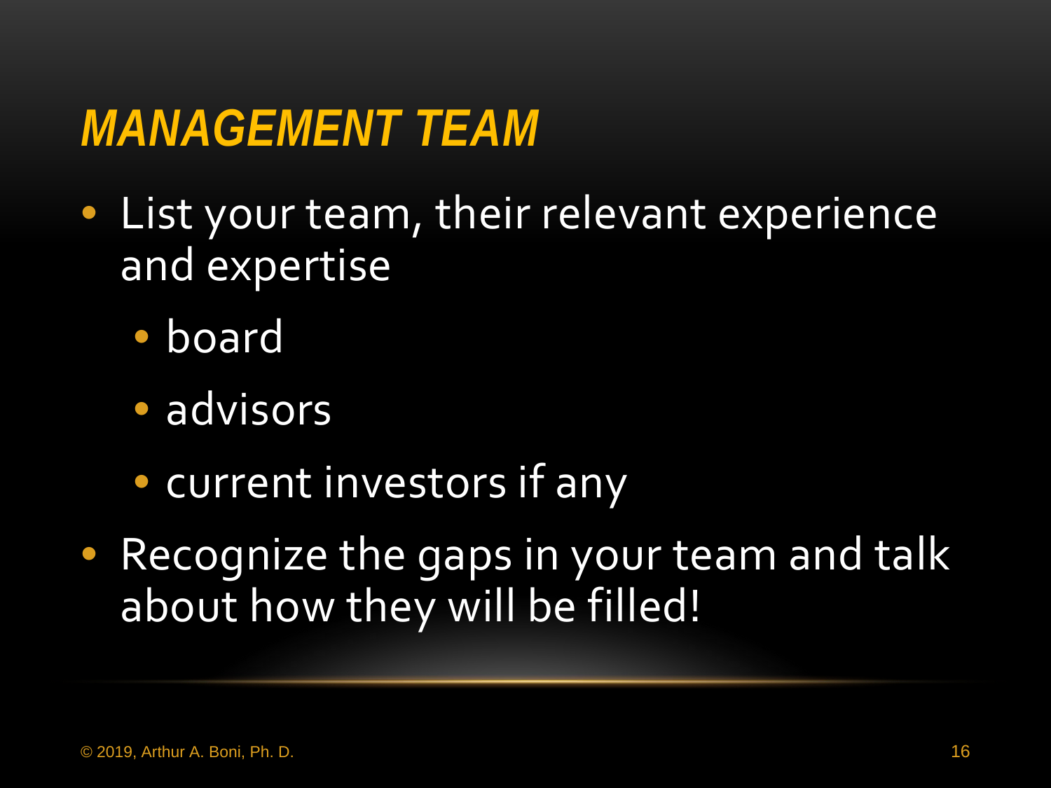# *MANAGEMENT TEAM*

- List your team, their relevant experience and expertise
  - board
  - advisors
  - current investors if any
- Recognize the gaps in your team and talk about how they will be filled!

© 2019, Arthur A. Boni, Ph. D.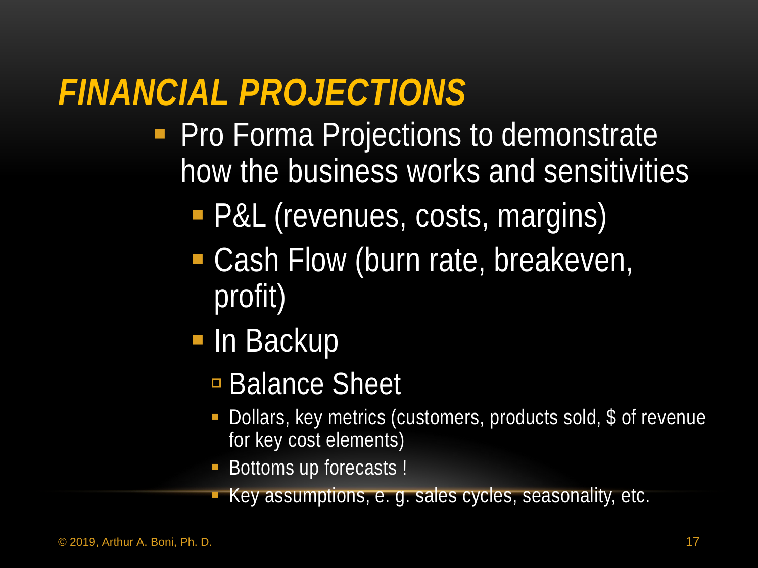# *FINANCIAL PROJECTIONS*

- Pro Forma Projections to demonstrate how the business works and sensitivities
  - P&L (revenues, costs, margins)
  - Cash Flow (burn rate, breakeven, profit)
  - In Backup
    - Balance Sheet
      - Dollars, key metrics (customers, products sold, $ of revenue for key cost elements)
      - Bottoms up forecasts !
      - Key assumptions, e. g. sales cycles, seasonality, etc.

© 2019, Arthur A. Boni, Ph. D.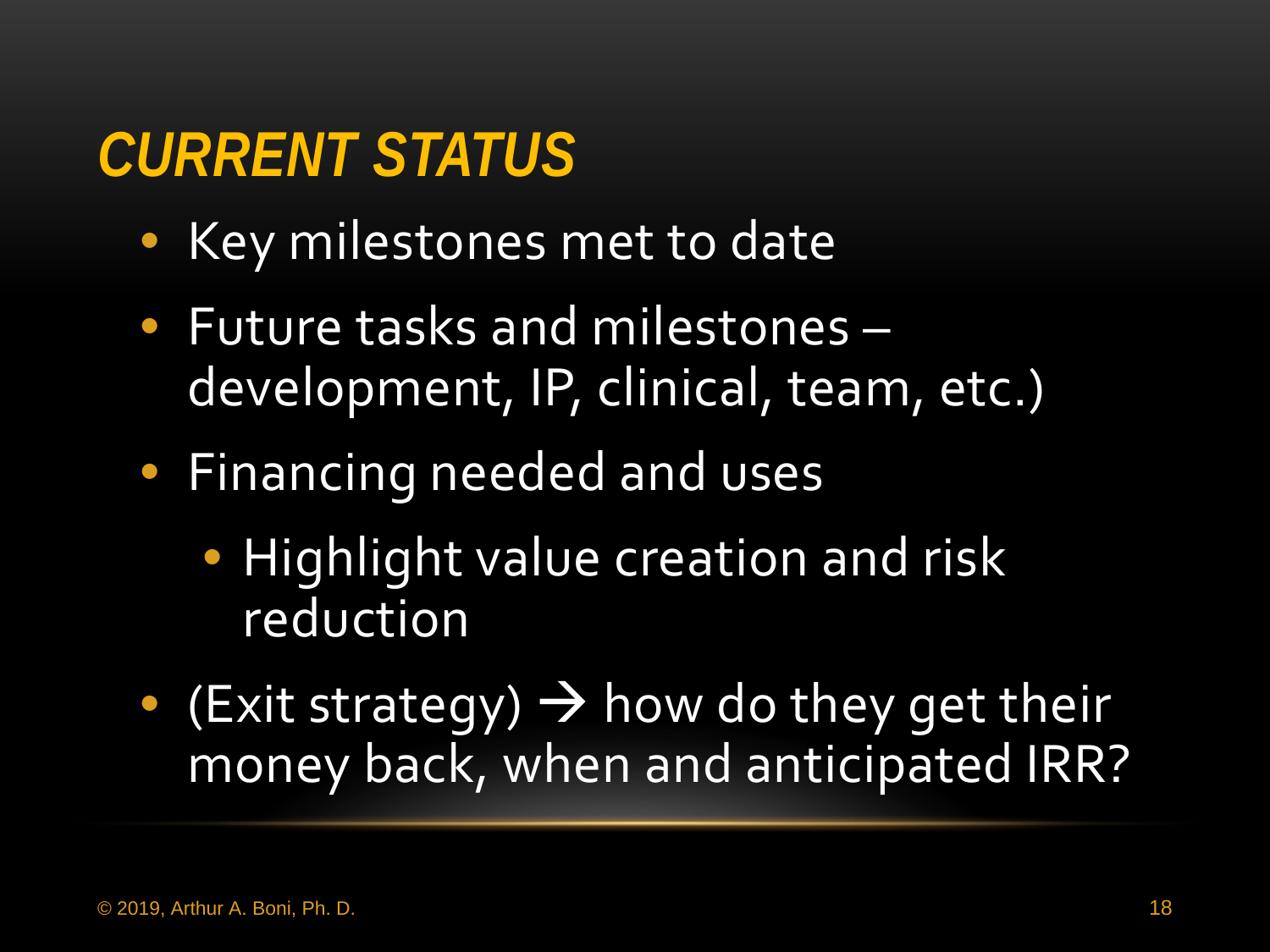# CURRENT STATUS

- Key milestones met to date
- Future tasks and milestones – development, IP, clinical, team, etc.)
- Financing needed and uses
  - Highlight value creation and risk reduction
- (Exit strategy) → how do they get their money back, when and anticipated IRR?

© 2019, Arthur A. Boni, Ph. D.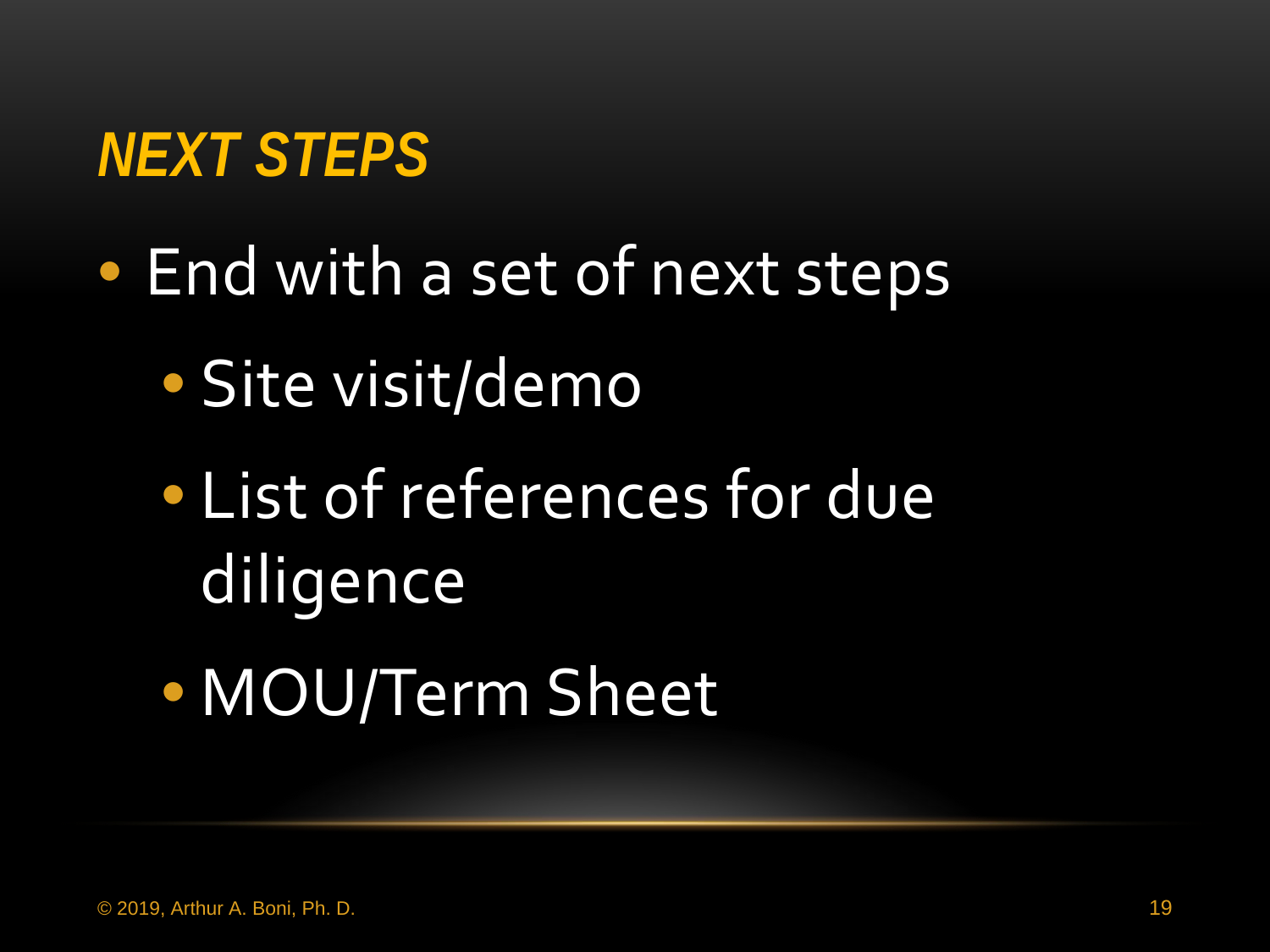## NEXT STEPS

- End with a set of next steps
  - Site visit/demo
  - List of references for due diligence
  - MOU/Term Sheet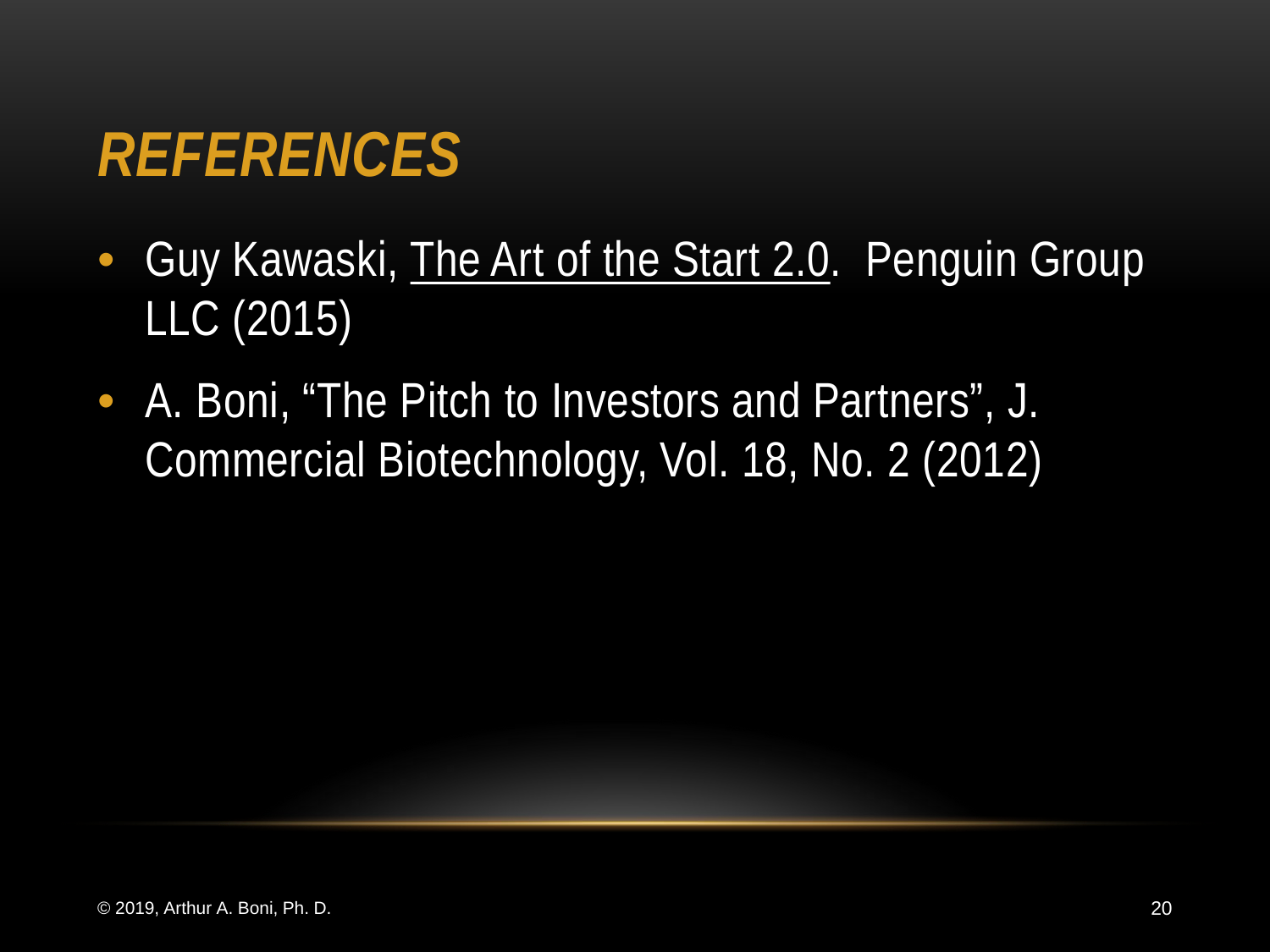# REFERENCES

- Guy Kawaski, The Art of the Start 2.0. Penguin Group LLC (2015)
- A. Boni, “The Pitch to Investors and Partners”, J. Commercial Biotechnology, Vol. 18, No. 2 (2012)

© 2019, Arthur A. Boni, Ph. D.